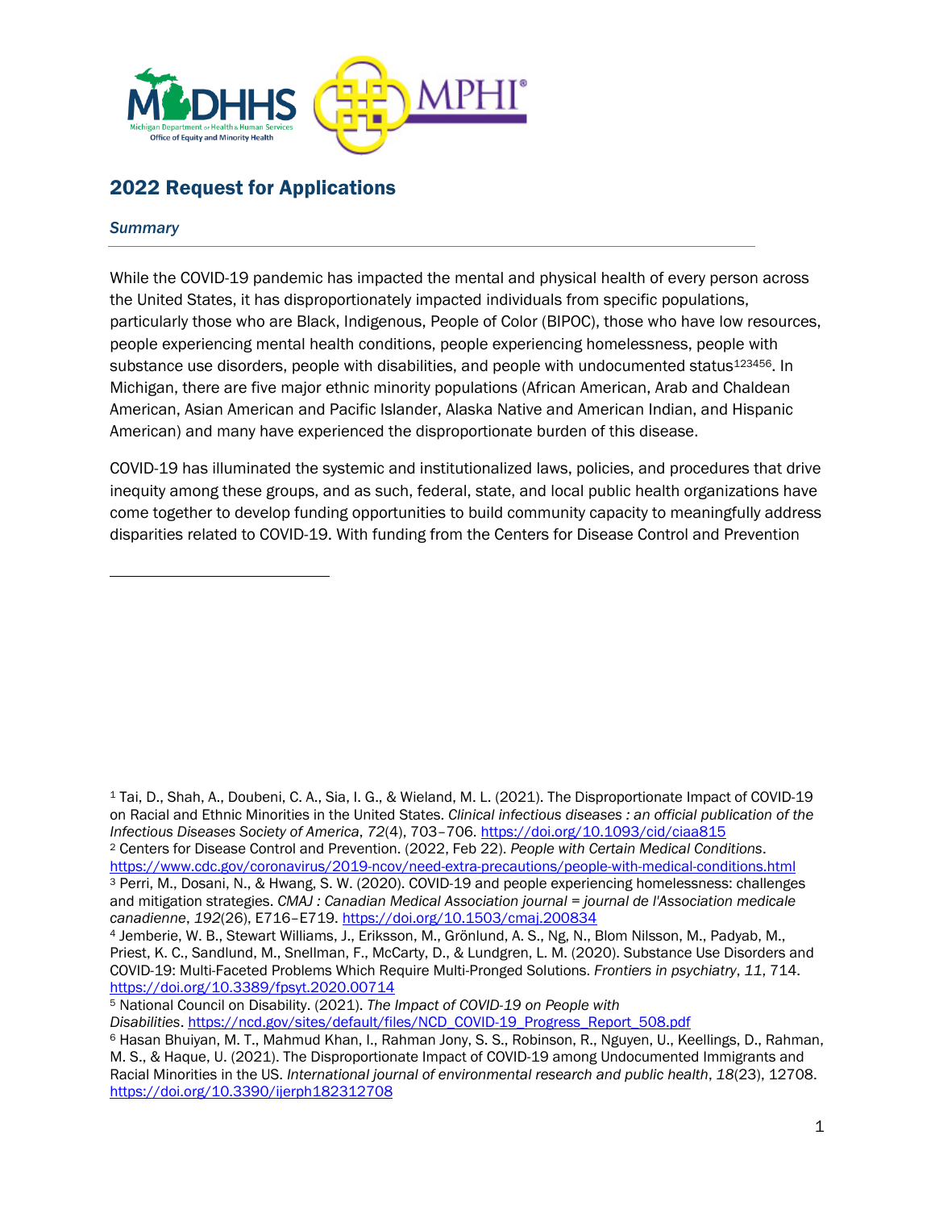## 2022 Request for Applications

### *Summary*

While the COVID-19 pandemic has impacted the mental and physical health of every person across the United States, it has disproportionately impacted individuals from specific populations, particularly those who are Black, Indigenous, People of Color (BIPOC), those who have low resources, people experiencing mental health conditions, people experiencing homelessness, people with substance use disorders, people with disabilities, and people with undocumented status[1][2][3][4][5][6]. In Michigan, there are five major ethnic minority populations (African American, Arab and Chaldean American, Asian American and Pacific Islander, Alaska Native and American Indian, and Hispanic American) and many have experienced the disproportionate burden of this disease.

COVID-19 has illuminated the systemic and institutionalized laws, policies, and procedures that drive inequity among these groups, and as such, federal, state, and local public health organizations have come together to develop funding opportunities to build community capacity to meaningfully address disparities related to COVID-19. With funding from the Centers for Disease Control and Prevention

---

[1] Tai, D., Shah, A., Doubeni, C. A., Sia, I. G., & Wieland, M. L. (2021). The Disproportionate Impact of COVID-19 on Racial and Ethnic Minorities in the United States. *Clinical infectious diseases : an official publication of the Infectious Diseases Society of America*, *72*(4), 703–706. https://doi.org/10.1093/cid/ciaa815

[2] Centers for Disease Control and Prevention. (2022, Feb 22). *People with Certain Medical Conditions*. https://www.cdc.gov/coronavirus/2019-ncov/need-extra-precautions/people-with-medical-conditions.html

[3] Perri, M., Dosani, N., & Hwang, S. W. (2020). COVID-19 and people experiencing homelessness: challenges and mitigation strategies. *CMAJ : Canadian Medical Association journal = journal de l'Association medicale canadienne*, *192*(26), E716–E719. https://doi.org/10.1503/cmaj.200834

[4] Jemberie, W. B., Stewart Williams, J., Eriksson, M., Grönlund, A. S., Ng, N., Blom Nilsson, M., Padyab, M., Priest, K. C., Sandlund, M., Snellman, F., McCarty, D., & Lundgren, L. M. (2020). Substance Use Disorders and COVID-19: Multi-Faceted Problems Which Require Multi-Pronged Solutions. *Frontiers in psychiatry*, *11*, 714. https://doi.org/10.3389/fpsyt.2020.00714

[5] National Council on Disability. (2021). *The Impact of COVID-19 on People with Disabilities*. https://ncd.gov/sites/default/files/NCD_COVID-19_Progress_Report_508.pdf

[6] Hasan Bhuiyan, M. T., Mahmud Khan, I., Rahman Jony, S. S., Robinson, R., Nguyen, U., Keellings, D., Rahman, M. S., & Haque, U. (2021). The Disproportionate Impact of COVID-19 among Undocumented Immigrants and Racial Minorities in the US. *International journal of environmental research and public health*, *18*(23), 12708. https://doi.org/10.3390/ijerph182312708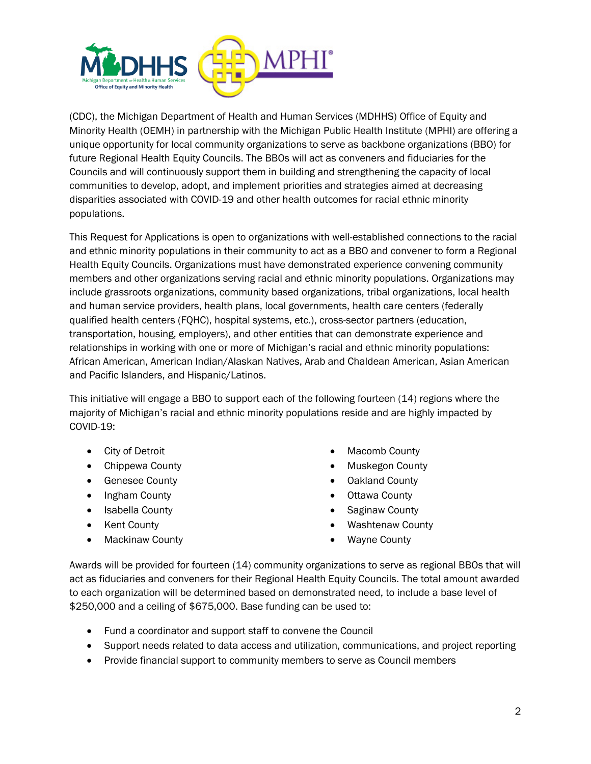(CDC), the Michigan Department of Health and Human Services (MDHHS) Office of Equity and Minority Health (OEMH) in partnership with the Michigan Public Health Institute (MPHI) are offering a unique opportunity for local community organizations to serve as backbone organizations (BBO) for future Regional Health Equity Councils. The BBOs will act as conveners and fiduciaries for the Councils and will continuously support them in building and strengthening the capacity of local communities to develop, adopt, and implement priorities and strategies aimed at decreasing disparities associated with COVID-19 and other health outcomes for racial ethnic minority populations.

This Request for Applications is open to organizations with well-established connections to the racial and ethnic minority populations in their community to act as a BBO and convener to form a Regional Health Equity Councils. Organizations must have demonstrated experience convening community members and other organizations serving racial and ethnic minority populations. Organizations may include grassroots organizations, community based organizations, tribal organizations, local health and human service providers, health plans, local governments, health care centers (federally qualified health centers (FQHC), hospital systems, etc.), cross-sector partners (education, transportation, housing, employers), and other entities that can demonstrate experience and relationships in working with one or more of Michigan's racial and ethnic minority populations: African American, American Indian/Alaskan Natives, Arab and Chaldean American, Asian American and Pacific Islanders, and Hispanic/Latinos.

This initiative will engage a BBO to support each of the following fourteen (14) regions where the majority of Michigan's racial and ethnic minority populations reside and are highly impacted by COVID-19:

- City of Detroit
- Chippewa County
- Genesee County
- Ingham County
- Isabella County
- Kent County
- Mackinaw County
- Macomb County
- Muskegon County
- Oakland County
- Ottawa County
- Saginaw County
- Washtenaw County
- Wayne County

Awards will be provided for fourteen (14) community organizations to serve as regional BBOs that will act as fiduciaries and conveners for their Regional Health Equity Councils. The total amount awarded to each organization will be determined based on demonstrated need, to include a base level of $250,000 and a ceiling of $675,000. Base funding can be used to:

- Fund a coordinator and support staff to convene the Council
- Support needs related to data access and utilization, communications, and project reporting
- Provide financial support to community members to serve as Council members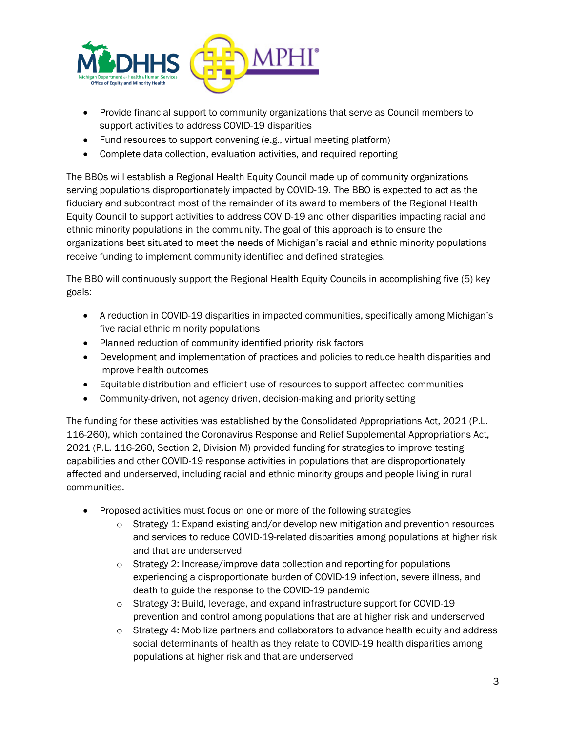- Provide financial support to community organizations that serve as Council members to support activities to address COVID-19 disparities
- Fund resources to support convening (e.g., virtual meeting platform)
- Complete data collection, evaluation activities, and required reporting

The BBOs will establish a Regional Health Equity Council made up of community organizations serving populations disproportionately impacted by COVID-19. The BBO is expected to act as the fiduciary and subcontract most of the remainder of its award to members of the Regional Health Equity Council to support activities to address COVID-19 and other disparities impacting racial and ethnic minority populations in the community. The goal of this approach is to ensure the organizations best situated to meet the needs of Michigan's racial and ethnic minority populations receive funding to implement community identified and defined strategies.

The BBO will continuously support the Regional Health Equity Councils in accomplishing five (5) key goals:

- A reduction in COVID-19 disparities in impacted communities, specifically among Michigan's five racial ethnic minority populations
- Planned reduction of community identified priority risk factors
- Development and implementation of practices and policies to reduce health disparities and improve health outcomes
- Equitable distribution and efficient use of resources to support affected communities
- Community-driven, not agency driven, decision-making and priority setting

The funding for these activities was established by the Consolidated Appropriations Act, 2021 (P.L. 116-260), which contained the Coronavirus Response and Relief Supplemental Appropriations Act, 2021 (P.L. 116-260, Section 2, Division M) provided funding for strategies to improve testing capabilities and other COVID-19 response activities in populations that are disproportionately affected and underserved, including racial and ethnic minority groups and people living in rural communities.

- Proposed activities must focus on one or more of the following strategies
  - Strategy 1: Expand existing and/or develop new mitigation and prevention resources and services to reduce COVID-19-related disparities among populations at higher risk and that are underserved
  - Strategy 2: Increase/improve data collection and reporting for populations experiencing a disproportionate burden of COVID-19 infection, severe illness, and death to guide the response to the COVID-19 pandemic
  - Strategy 3: Build, leverage, and expand infrastructure support for COVID-19 prevention and control among populations that are at higher risk and underserved
  - Strategy 4: Mobilize partners and collaborators to advance health equity and address social determinants of health as they relate to COVID-19 health disparities among populations at higher risk and that are underserved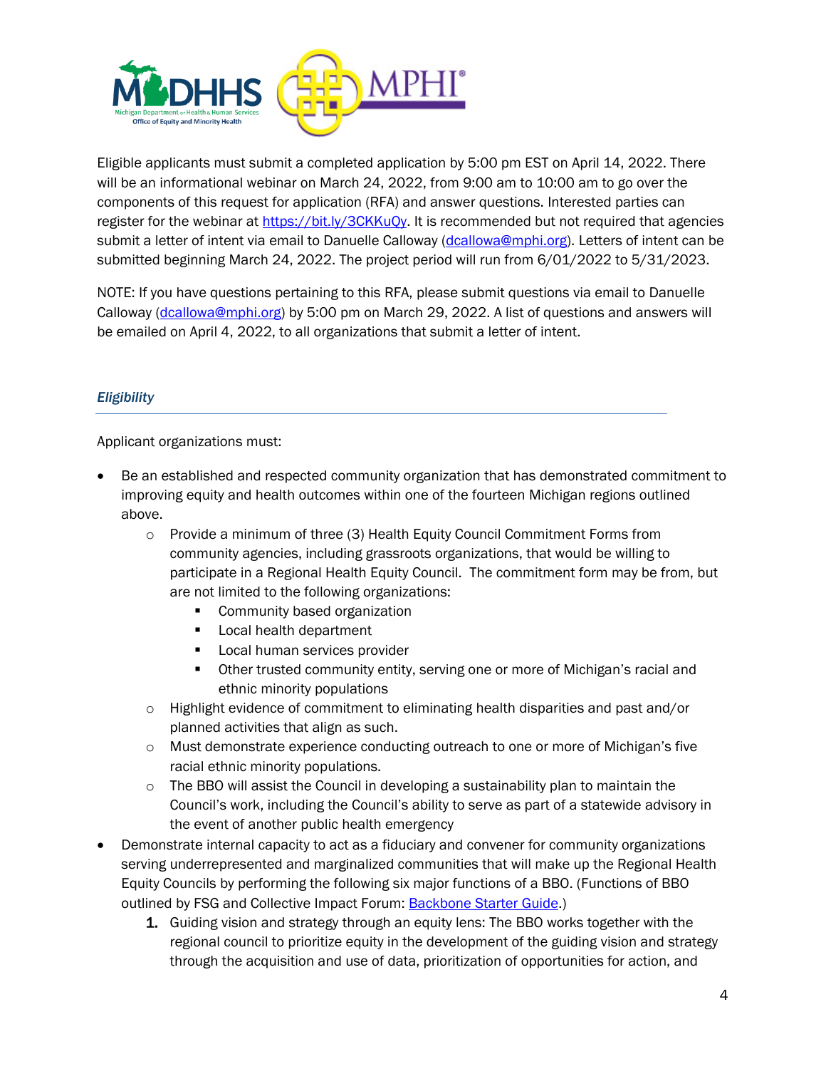Eligible applicants must submit a completed application by 5:00 pm EST on April 14, 2022. There will be an informational webinar on March 24, 2022, from 9:00 am to 10:00 am to go over the components of this request for application (RFA) and answer questions. Interested parties can register for the webinar at [https://bit.ly/3CKKuQy](https://bit.ly/3CKKuQy). It is recommended but not required that agencies submit a letter of intent via email to Danuelle Calloway ([dcallowa@mphi.org](mailto:dcallowa@mphi.org)). Letters of intent can be submitted beginning March 24, 2022. The project period will run from 6/01/2022 to 5/31/2023.

NOTE: If you have questions pertaining to this RFA, please submit questions via email to Danuelle Calloway ([dcallowa@mphi.org](mailto:dcallowa@mphi.org)) by 5:00 pm on March 29, 2022. A list of questions and answers will be emailed on April 4, 2022, to all organizations that submit a letter of intent.

### *Eligibility*

Applicant organizations must:

- Be an established and respected community organization that has demonstrated commitment to improving equity and health outcomes within one of the fourteen Michigan regions outlined above.
  - Provide a minimum of three (3) Health Equity Council Commitment Forms from community agencies, including grassroots organizations, that would be willing to participate in a Regional Health Equity Council. The commitment form may be from, but are not limited to the following organizations:
    - Community based organization
    - Local health department
    - Local human services provider
    - Other trusted community entity, serving one or more of Michigan's racial and ethnic minority populations
  - Highlight evidence of commitment to eliminating health disparities and past and/or planned activities that align as such.
  - Must demonstrate experience conducting outreach to one or more of Michigan's five racial ethnic minority populations.
  - The BBO will assist the Council in developing a sustainability plan to maintain the Council's work, including the Council's ability to serve as part of a statewide advisory in the event of another public health emergency
- Demonstrate internal capacity to act as a fiduciary and convener for community organizations serving underrepresented and marginalized communities that will make up the Regional Health Equity Councils by performing the following six major functions of a BBO. (Functions of BBO outlined by FSG and Collective Impact Forum: [Backbone Starter Guide](#).)
  1. Guiding vision and strategy through an equity lens: The BBO works together with the regional council to prioritize equity in the development of the guiding vision and strategy through the acquisition and use of data, prioritization of opportunities for action, and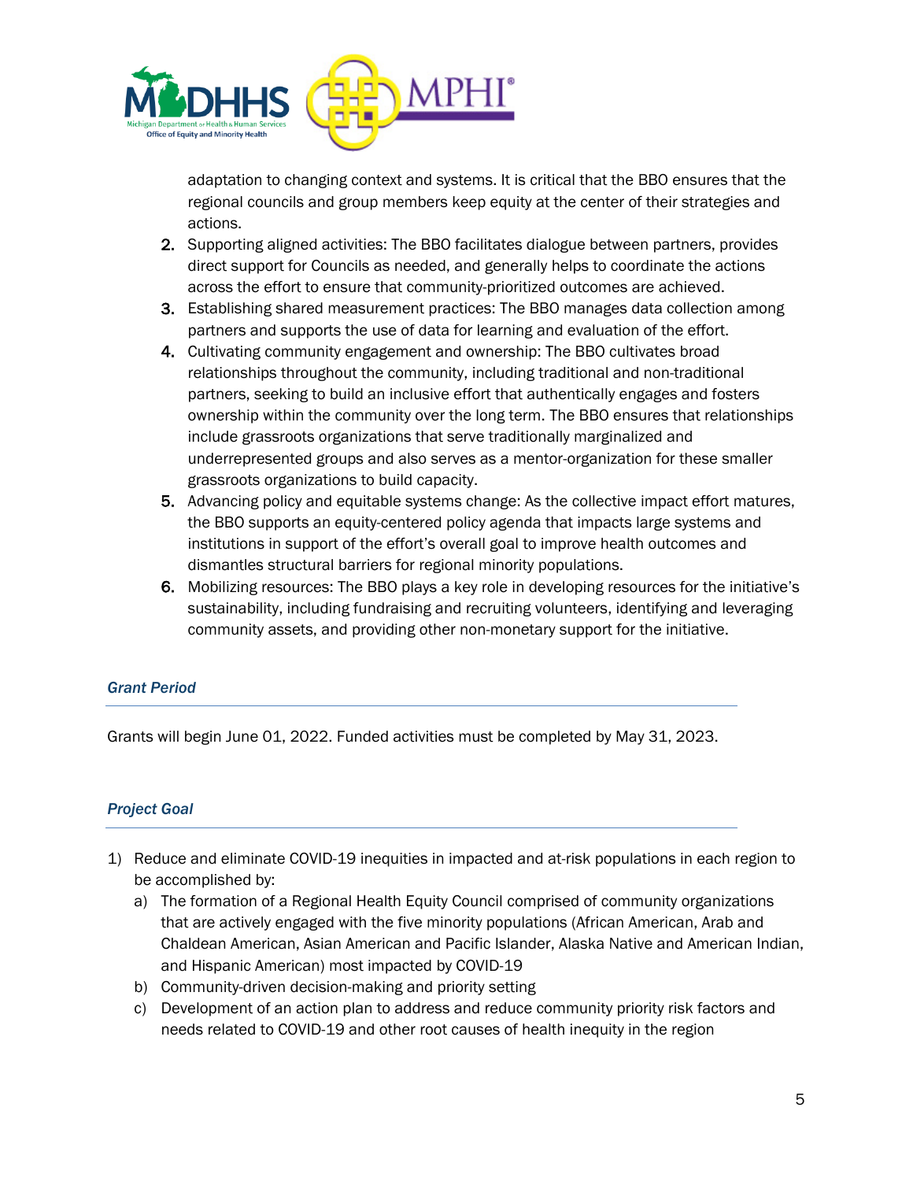adaptation to changing context and systems. It is critical that the BBO ensures that the regional councils and group members keep equity at the center of their strategies and actions.

2. Supporting aligned activities: The BBO facilitates dialogue between partners, provides direct support for Councils as needed, and generally helps to coordinate the actions across the effort to ensure that community-prioritized outcomes are achieved.
3. Establishing shared measurement practices: The BBO manages data collection among partners and supports the use of data for learning and evaluation of the effort.
4. Cultivating community engagement and ownership: The BBO cultivates broad relationships throughout the community, including traditional and non-traditional partners, seeking to build an inclusive effort that authentically engages and fosters ownership within the community over the long term. The BBO ensures that relationships include grassroots organizations that serve traditionally marginalized and underrepresented groups and also serves as a mentor-organization for these smaller grassroots organizations to build capacity.
5. Advancing policy and equitable systems change: As the collective impact effort matures, the BBO supports an equity-centered policy agenda that impacts large systems and institutions in support of the effort's overall goal to improve health outcomes and dismantles structural barriers for regional minority populations.
6. Mobilizing resources: The BBO plays a key role in developing resources for the initiative's sustainability, including fundraising and recruiting volunteers, identifying and leveraging community assets, and providing other non-monetary support for the initiative.

### *Grant Period*

Grants will begin June 01, 2022. Funded activities must be completed by May 31, 2023.

### *Project Goal*

1) Reduce and eliminate COVID-19 inequities in impacted and at-risk populations in each region to be accomplished by:
   a) The formation of a Regional Health Equity Council comprised of community organizations that are actively engaged with the five minority populations (African American, Arab and Chaldean American, Asian American and Pacific Islander, Alaska Native and American Indian, and Hispanic American) most impacted by COVID-19
   b) Community-driven decision-making and priority setting
   c) Development of an action plan to address and reduce community priority risk factors and needs related to COVID-19 and other root causes of health inequity in the region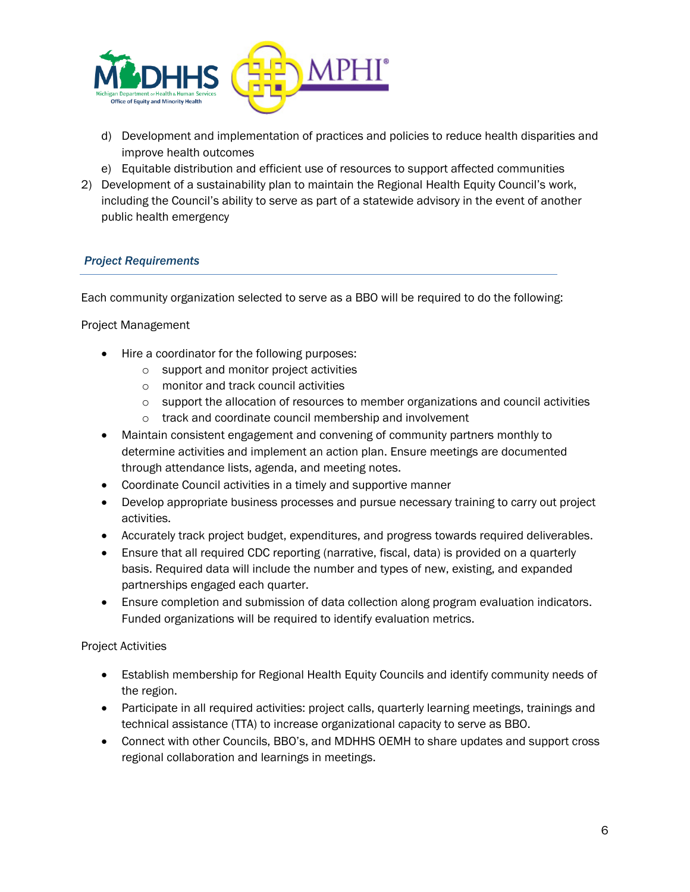d) Development and implementation of practices and policies to reduce health disparities and improve health outcomes
   e) Equitable distribution and efficient use of resources to support affected communities
2) Development of a sustainability plan to maintain the Regional Health Equity Council's work, including the Council's ability to serve as part of a statewide advisory in the event of another public health emergency

### *Project Requirements*

Each community organization selected to serve as a BBO will be required to do the following:

Project Management

- Hire a coordinator for the following purposes:
  - support and monitor project activities
  - monitor and track council activities
  - support the allocation of resources to member organizations and council activities
  - track and coordinate council membership and involvement
- Maintain consistent engagement and convening of community partners monthly to determine activities and implement an action plan. Ensure meetings are documented through attendance lists, agenda, and meeting notes.
- Coordinate Council activities in a timely and supportive manner
- Develop appropriate business processes and pursue necessary training to carry out project activities.
- Accurately track project budget, expenditures, and progress towards required deliverables.
- Ensure that all required CDC reporting (narrative, fiscal, data) is provided on a quarterly basis. Required data will include the number and types of new, existing, and expanded partnerships engaged each quarter.
- Ensure completion and submission of data collection along program evaluation indicators. Funded organizations will be required to identify evaluation metrics.

Project Activities

- Establish membership for Regional Health Equity Councils and identify community needs of the region.
- Participate in all required activities: project calls, quarterly learning meetings, trainings and technical assistance (TTA) to increase organizational capacity to serve as BBO.
- Connect with other Councils, BBO's, and MDHHS OEMH to share updates and support cross regional collaboration and learnings in meetings.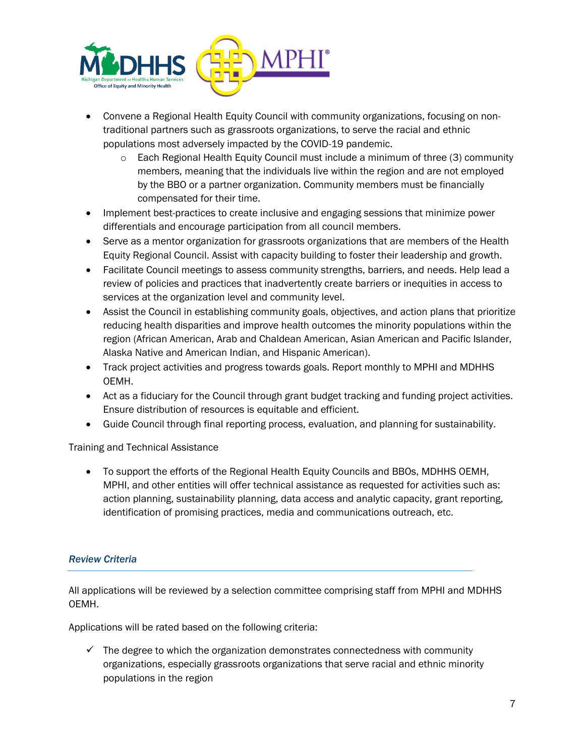- Convene a Regional Health Equity Council with community organizations, focusing on non-traditional partners such as grassroots organizations, to serve the racial and ethnic populations most adversely impacted by the COVID-19 pandemic.
  - Each Regional Health Equity Council must include a minimum of three (3) community members, meaning that the individuals live within the region and are not employed by the BBO or a partner organization. Community members must be financially compensated for their time.
- Implement best-practices to create inclusive and engaging sessions that minimize power differentials and encourage participation from all council members.
- Serve as a mentor organization for grassroots organizations that are members of the Health Equity Regional Council. Assist with capacity building to foster their leadership and growth.
- Facilitate Council meetings to assess community strengths, barriers, and needs. Help lead a review of policies and practices that inadvertently create barriers or inequities in access to services at the organization level and community level.
- Assist the Council in establishing community goals, objectives, and action plans that prioritize reducing health disparities and improve health outcomes the minority populations within the region (African American, Arab and Chaldean American, Asian American and Pacific Islander, Alaska Native and American Indian, and Hispanic American).
- Track project activities and progress towards goals. Report monthly to MPHI and MDHHS OEMH.
- Act as a fiduciary for the Council through grant budget tracking and funding project activities. Ensure distribution of resources is equitable and efficient.
- Guide Council through final reporting process, evaluation, and planning for sustainability.

Training and Technical Assistance

- To support the efforts of the Regional Health Equity Councils and BBOs, MDHHS OEMH, MPHI, and other entities will offer technical assistance as requested for activities such as: action planning, sustainability planning, data access and analytic capacity, grant reporting, identification of promising practices, media and communications outreach, etc.

### *Review Criteria*

All applications will be reviewed by a selection committee comprising staff from MPHI and MDHHS OEMH.

Applications will be rated based on the following criteria:

- ✓ The degree to which the organization demonstrates connectedness with community organizations, especially grassroots organizations that serve racial and ethnic minority populations in the region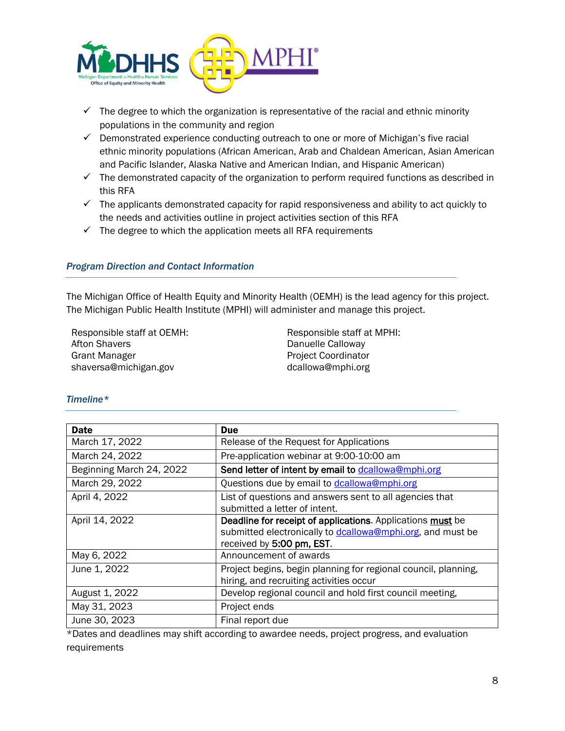- ✓ The degree to which the organization is representative of the racial and ethnic minority populations in the community and region
- ✓ Demonstrated experience conducting outreach to one or more of Michigan's five racial ethnic minority populations (African American, Arab and Chaldean American, Asian American and Pacific Islander, Alaska Native and American Indian, and Hispanic American)
- ✓ The demonstrated capacity of the organization to perform required functions as described in this RFA
- ✓ The applicants demonstrated capacity for rapid responsiveness and ability to act quickly to the needs and activities outline in project activities section of this RFA
- ✓ The degree to which the application meets all RFA requirements

### *Program Direction and Contact Information*

The Michigan Office of Health Equity and Minority Health (OEMH) is the lead agency for this project. The Michigan Public Health Institute (MPHI) will administer and manage this project.

Responsible staff at OEMH:
Afton Shavers
Grant Manager
shaversa@michigan.gov

Responsible staff at MPHI:
Danuelle Calloway
Project Coordinator
dcallowa@mphi.org

### *Timeline**

| Date | Due |
|---|---|
| March 17, 2022 | Release of the Request for Applications |
| March 24, 2022 | Pre-application webinar at 9:00-10:00 am |
| Beginning March 24, 2022 | **Send letter of intent by email to** dcallowa@mphi.org |
| March 29, 2022 | Questions due by email to dcallowa@mphi.org |
| April 4, 2022 | List of questions and answers sent to all agencies that submitted a letter of intent. |
| April 14, 2022 | **Deadline for receipt of applications**. Applications **must** be submitted electronically to dcallowa@mphi.org, and must be received by **5:00 pm, EST**. |
| May 6, 2022 | Announcement of awards |
| June 1, 2022 | Project begins, begin planning for regional council, planning, hiring, and recruiting activities occur |
| August 1, 2022 | Develop regional council and hold first council meeting, |
| May 31, 2023 | Project ends |
| June 30, 2023 | Final report due |

*Dates and deadlines may shift according to awardee needs, project progress, and evaluation requirements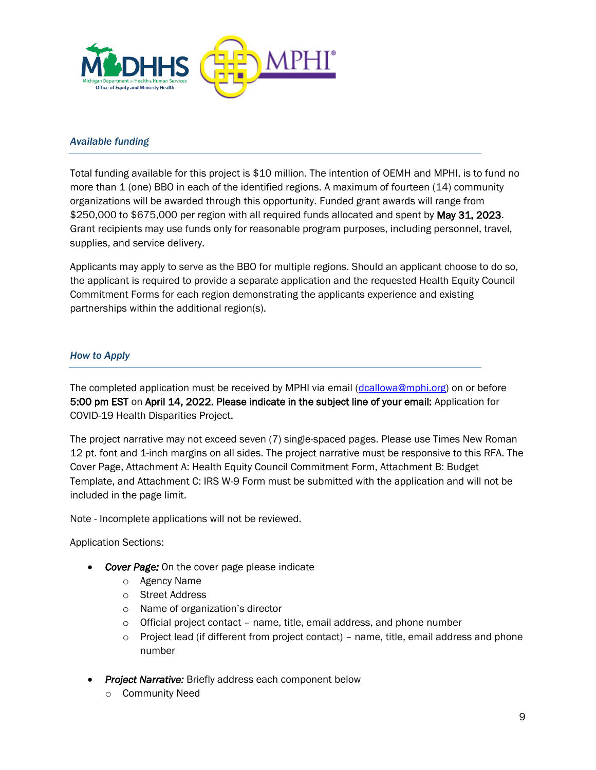### *Available funding*

Total funding available for this project is $10 million. The intention of OEMH and MPHI, is to fund no more than 1 (one) BBO in each of the identified regions. A maximum of fourteen (14) community organizations will be awarded through this opportunity. Funded grant awards will range from $250,000 to $675,000 per region with all required funds allocated and spent by **May 31, 2023**. Grant recipients may use funds only for reasonable program purposes, including personnel, travel, supplies, and service delivery.

Applicants may apply to serve as the BBO for multiple regions. Should an applicant choose to do so, the applicant is required to provide a separate application and the requested Health Equity Council Commitment Forms for each region demonstrating the applicants experience and existing partnerships within the additional region(s).

### *How to Apply*

The completed application must be received by MPHI via email (dcallowa@mphi.org) on or before **5:00 pm EST** on **April 14, 2022. Please indicate in the subject line of your email:** Application for COVID-19 Health Disparities Project.

The project narrative may not exceed seven (7) single-spaced pages. Please use Times New Roman 12 pt. font and 1-inch margins on all sides. The project narrative must be responsive to this RFA. The Cover Page, Attachment A: Health Equity Council Commitment Form, Attachment B: Budget Template, and Attachment C: IRS W-9 Form must be submitted with the application and will not be included in the page limit.

Note - Incomplete applications will not be reviewed.

Application Sections:

- ***Cover Page:*** On the cover page please indicate
  - Agency Name
  - Street Address
  - Name of organization's director
  - Official project contact – name, title, email address, and phone number
  - Project lead (if different from project contact) – name, title, email address and phone number
- ***Project Narrative:*** Briefly address each component below
  - Community Need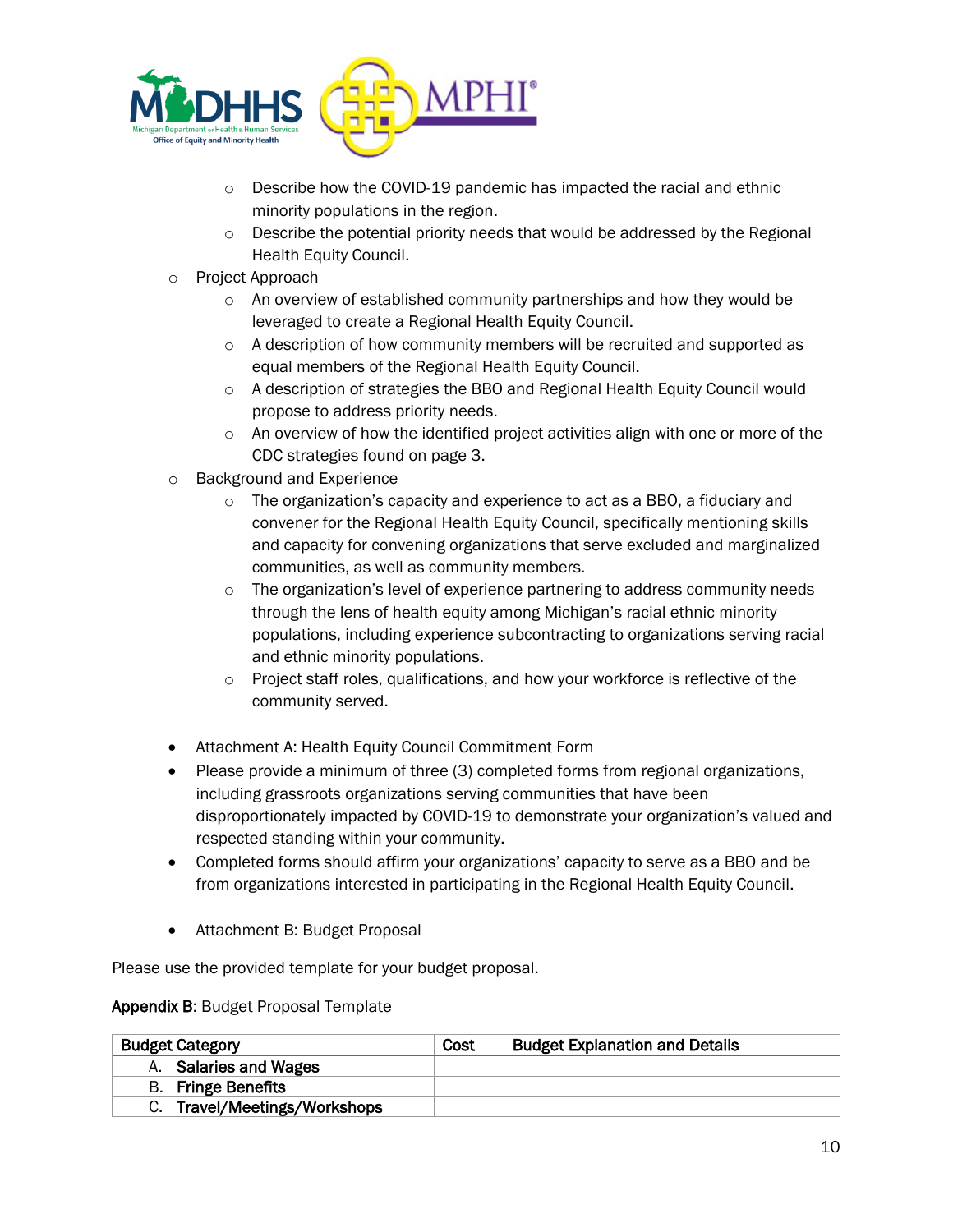- Describe how the COVID-19 pandemic has impacted the racial and ethnic minority populations in the region.
    - Describe the potential priority needs that would be addressed by the Regional Health Equity Council.
  - Project Approach
    - An overview of established community partnerships and how they would be leveraged to create a Regional Health Equity Council.
    - A description of how community members will be recruited and supported as equal members of the Regional Health Equity Council.
    - A description of strategies the BBO and Regional Health Equity Council would propose to address priority needs.
    - An overview of how the identified project activities align with one or more of the CDC strategies found on page 3.
  - Background and Experience
    - The organization's capacity and experience to act as a BBO, a fiduciary and convener for the Regional Health Equity Council, specifically mentioning skills and capacity for convening organizations that serve excluded and marginalized communities, as well as community members.
    - The organization's level of experience partnering to address community needs through the lens of health equity among Michigan's racial ethnic minority populations, including experience subcontracting to organizations serving racial and ethnic minority populations.
    - Project staff roles, qualifications, and how your workforce is reflective of the community served.

- Attachment A: Health Equity Council Commitment Form
- Please provide a minimum of three (3) completed forms from regional organizations, including grassroots organizations serving communities that have been disproportionately impacted by COVID-19 to demonstrate your organization's valued and respected standing within your community.
- Completed forms should affirm your organizations' capacity to serve as a BBO and be from organizations interested in participating in the Regional Health Equity Council.

- Attachment B: Budget Proposal

Please use the provided template for your budget proposal.

**Appendix B**: Budget Proposal Template

| Budget Category | Cost | Budget Explanation and Details |
|---|---|---|
| A. **Salaries and Wages** | | |
| B. **Fringe Benefits** | | |
| C. **Travel/Meetings/Workshops** | | |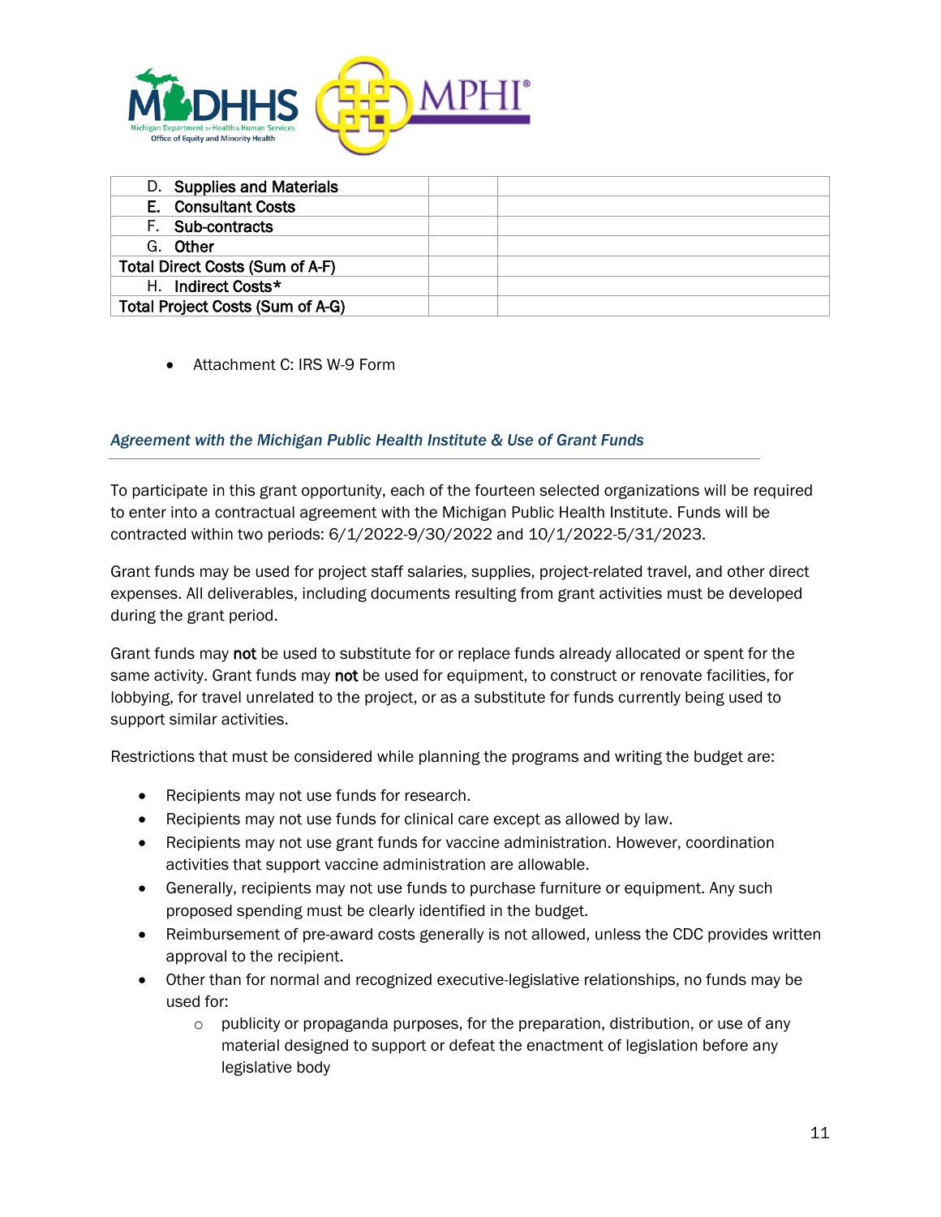| | | |
|---|---|---|
| D. **Supplies and Materials** | | |
| **E. Consultant Costs** | | |
| F. **Sub-contracts** | | |
| G. **Other** | | |
| **Total Direct Costs (Sum of A-F)** | | |
| H. **Indirect Costs*** | | |
| **Total Project Costs (Sum of A-G)** | | |

- Attachment C: IRS W-9 Form

### *Agreement with the Michigan Public Health Institute & Use of Grant Funds*

To participate in this grant opportunity, each of the fourteen selected organizations will be required to enter into a contractual agreement with the Michigan Public Health Institute. Funds will be contracted within two periods: 6/1/2022-9/30/2022 and 10/1/2022-5/31/2023.

Grant funds may be used for project staff salaries, supplies, project-related travel, and other direct expenses. All deliverables, including documents resulting from grant activities must be developed during the grant period.

Grant funds may **not** be used to substitute for or replace funds already allocated or spent for the same activity. Grant funds may **not** be used for equipment, to construct or renovate facilities, for lobbying, for travel unrelated to the project, or as a substitute for funds currently being used to support similar activities.

Restrictions that must be considered while planning the programs and writing the budget are:

- Recipients may not use funds for research.
- Recipients may not use funds for clinical care except as allowed by law.
- Recipients may not use grant funds for vaccine administration. However, coordination activities that support vaccine administration are allowable.
- Generally, recipients may not use funds to purchase furniture or equipment. Any such proposed spending must be clearly identified in the budget.
- Reimbursement of pre-award costs generally is not allowed, unless the CDC provides written approval to the recipient.
- Other than for normal and recognized executive-legislative relationships, no funds may be used for:
  - publicity or propaganda purposes, for the preparation, distribution, or use of any material designed to support or defeat the enactment of legislation before any legislative body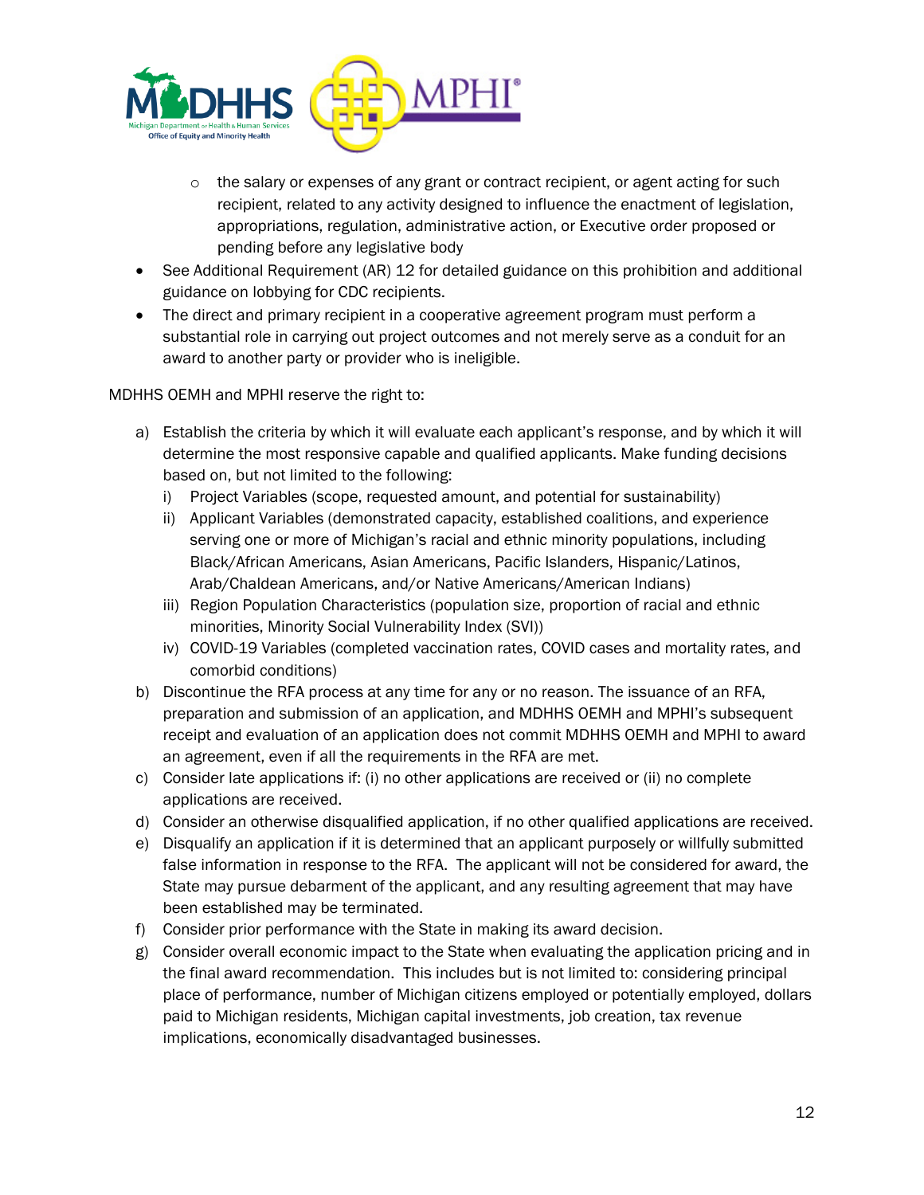- the salary or expenses of any grant or contract recipient, or agent acting for such recipient, related to any activity designed to influence the enactment of legislation, appropriations, regulation, administrative action, or Executive order proposed or pending before any legislative body
- See Additional Requirement (AR) 12 for detailed guidance on this prohibition and additional guidance on lobbying for CDC recipients.
- The direct and primary recipient in a cooperative agreement program must perform a substantial role in carrying out project outcomes and not merely serve as a conduit for an award to another party or provider who is ineligible.

MDHHS OEMH and MPHI reserve the right to:

a) Establish the criteria by which it will evaluate each applicant's response, and by which it will determine the most responsive capable and qualified applicants. Make funding decisions based on, but not limited to the following:
   i) Project Variables (scope, requested amount, and potential for sustainability)
   ii) Applicant Variables (demonstrated capacity, established coalitions, and experience serving one or more of Michigan's racial and ethnic minority populations, including Black/African Americans, Asian Americans, Pacific Islanders, Hispanic/Latinos, Arab/Chaldean Americans, and/or Native Americans/American Indians)
   iii) Region Population Characteristics (population size, proportion of racial and ethnic minorities, Minority Social Vulnerability Index (SVI))
   iv) COVID-19 Variables (completed vaccination rates, COVID cases and mortality rates, and comorbid conditions)
b) Discontinue the RFA process at any time for any or no reason. The issuance of an RFA, preparation and submission of an application, and MDHHS OEMH and MPHI's subsequent receipt and evaluation of an application does not commit MDHHS OEMH and MPHI to award an agreement, even if all the requirements in the RFA are met.
c) Consider late applications if: (i) no other applications are received or (ii) no complete applications are received.
d) Consider an otherwise disqualified application, if no other qualified applications are received.
e) Disqualify an application if it is determined that an applicant purposely or willfully submitted false information in response to the RFA. The applicant will not be considered for award, the State may pursue debarment of the applicant, and any resulting agreement that may have been established may be terminated.
f) Consider prior performance with the State in making its award decision.
g) Consider overall economic impact to the State when evaluating the application pricing and in the final award recommendation. This includes but is not limited to: considering principal place of performance, number of Michigan citizens employed or potentially employed, dollars paid to Michigan residents, Michigan capital investments, job creation, tax revenue implications, economically disadvantaged businesses.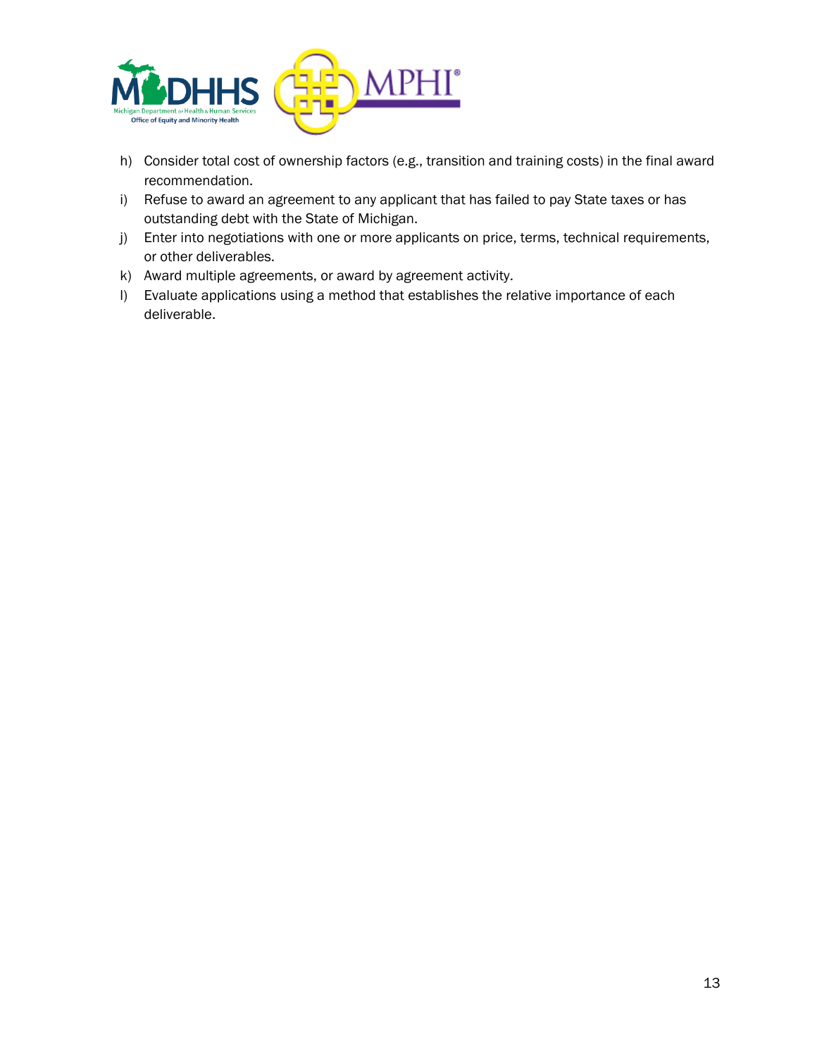h) Consider total cost of ownership factors (e.g., transition and training costs) in the final award recommendation.
i) Refuse to award an agreement to any applicant that has failed to pay State taxes or has outstanding debt with the State of Michigan.
j) Enter into negotiations with one or more applicants on price, terms, technical requirements, or other deliverables.
k) Award multiple agreements, or award by agreement activity.
l) Evaluate applications using a method that establishes the relative importance of each deliverable.